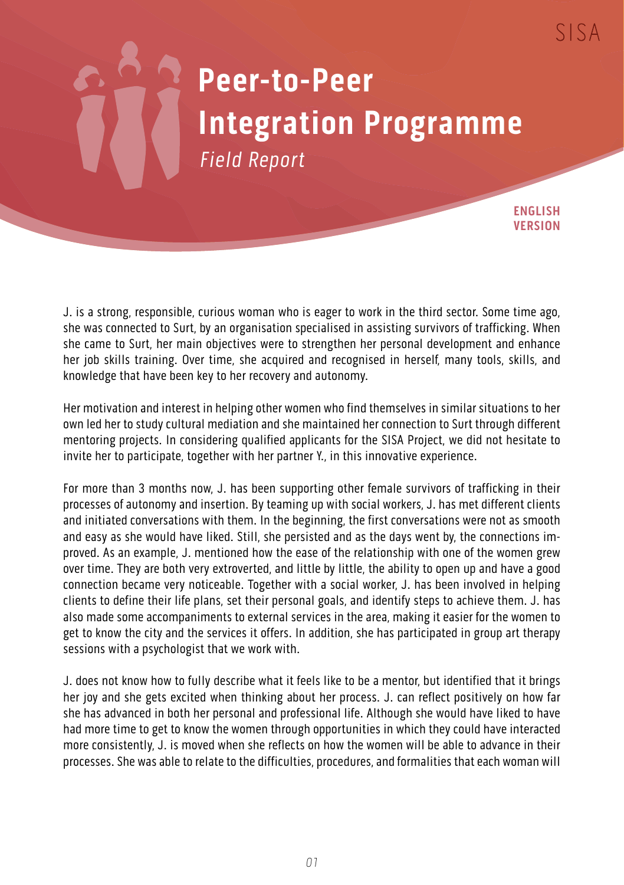SISA

# Peer-to-Peer Integration Programme

*Field Report*

**ENGLISH VERSION**

J. is a strong, responsible, curious woman who is eager to work in the third sector. Some time ago, she was connected to Surt, by an organisation specialised in assisting survivors of trafficking. When she came to Surt, her main objectives were to strengthen her personal development and enhance her job skills training. Over time, she acquired and recognised in herself, many tools, skills, and knowledge that have been key to her recovery and autonomy.

Her motivation and interest in helping other women who find themselves in similar situations to her own led her to study cultural mediation and she maintained her connection to Surt through different mentoring projects. In considering qualified applicants for the SISA Project, we did not hesitate to invite her to participate, together with her partner Y., in this innovative experience.

For more than 3 months now, J. has been supporting other female survivors of trafficking in their processes of autonomy and insertion. By teaming up with social workers, J. has met different clients and initiated conversations with them. In the beginning, the first conversations were not as smooth and easy as she would have liked. Still, she persisted and as the days went by, the connections improved. As an example, J. mentioned how the ease of the relationship with one of the women grew over time. They are both very extroverted, and little by little, the ability to open up and have a good connection became very noticeable. Together with a social worker, J. has been involved in helping clients to define their life plans, set their personal goals, and identify steps to achieve them. J. has also made some accompaniments to external services in the area, making it easier for the women to get to know the city and the services it offers. In addition, she has participated in group art therapy sessions with a psychologist that we work with.

J. does not know how to fully describe what it feels like to be a mentor, but identified that it brings her joy and she gets excited when thinking about her process. J. can reflect positively on how far she has advanced in both her personal and professional life. Although she would have liked to have had more time to get to know the women through opportunities in which they could have interacted more consistently, J. is moved when she reflects on how the women will be able to advance in their processes. She was able to relate to the difficulties, procedures, and formalities that each woman will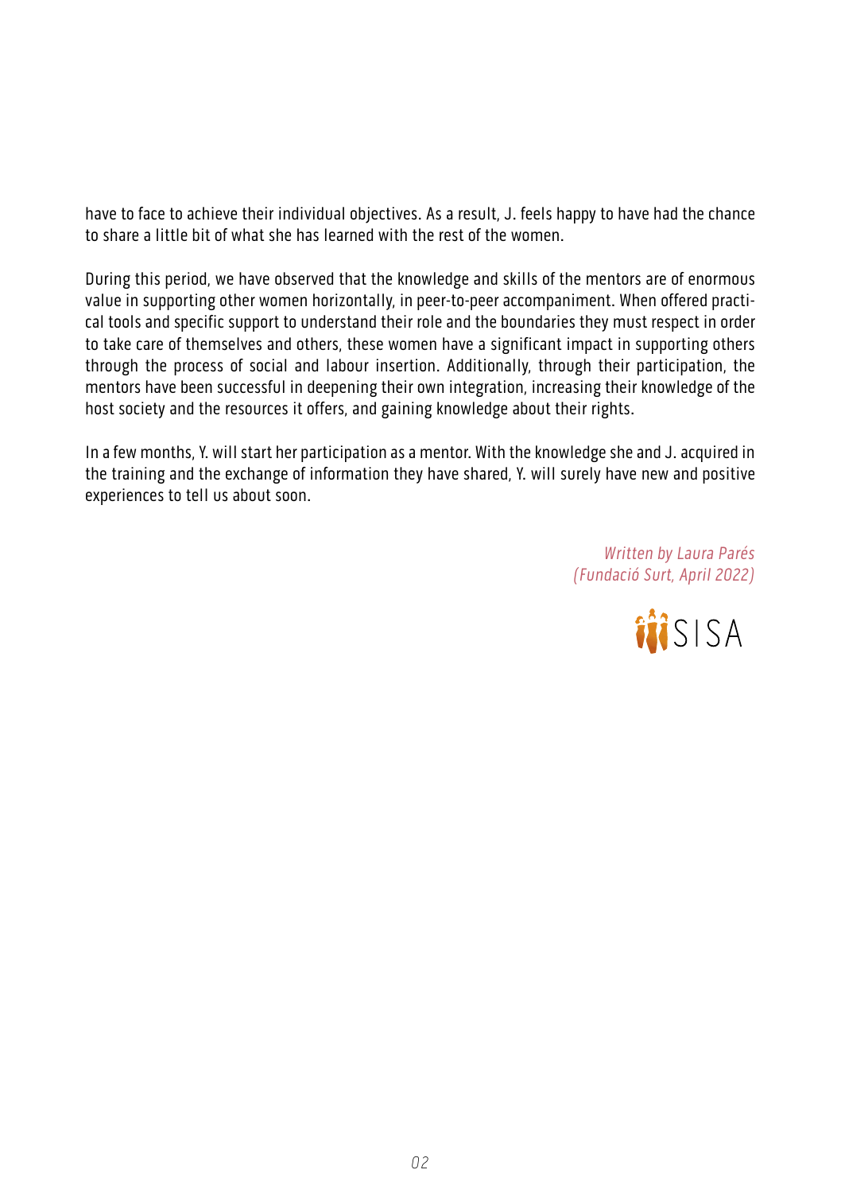have to face to achieve their individual objectives. As a result, J. feels happy to have had the chance to share a little bit of what she has learned with the rest of the women.

During this period, we have observed that the knowledge and skills of the mentors are of enormous value in supporting other women horizontally, in peer-to-peer accompaniment. When offered practical tools and specific support to understand their role and the boundaries they must respect in order to take care of themselves and others, these women have a significant impact in supporting others through the process of social and labour insertion. Additionally, through their participation, the mentors have been successful in deepening their own integration, increasing their knowledge of the host society and the resources it offers, and gaining knowledge about their rights.

In a few months, Y. will start her participation as a mentor. With the knowledge she and J. acquired in the training and the exchange of information they have shared, Y. will surely have new and positive experiences to tell us about soon.

*Written by Laura Parés*
*(Fundació Surt, April 2022)*

SISA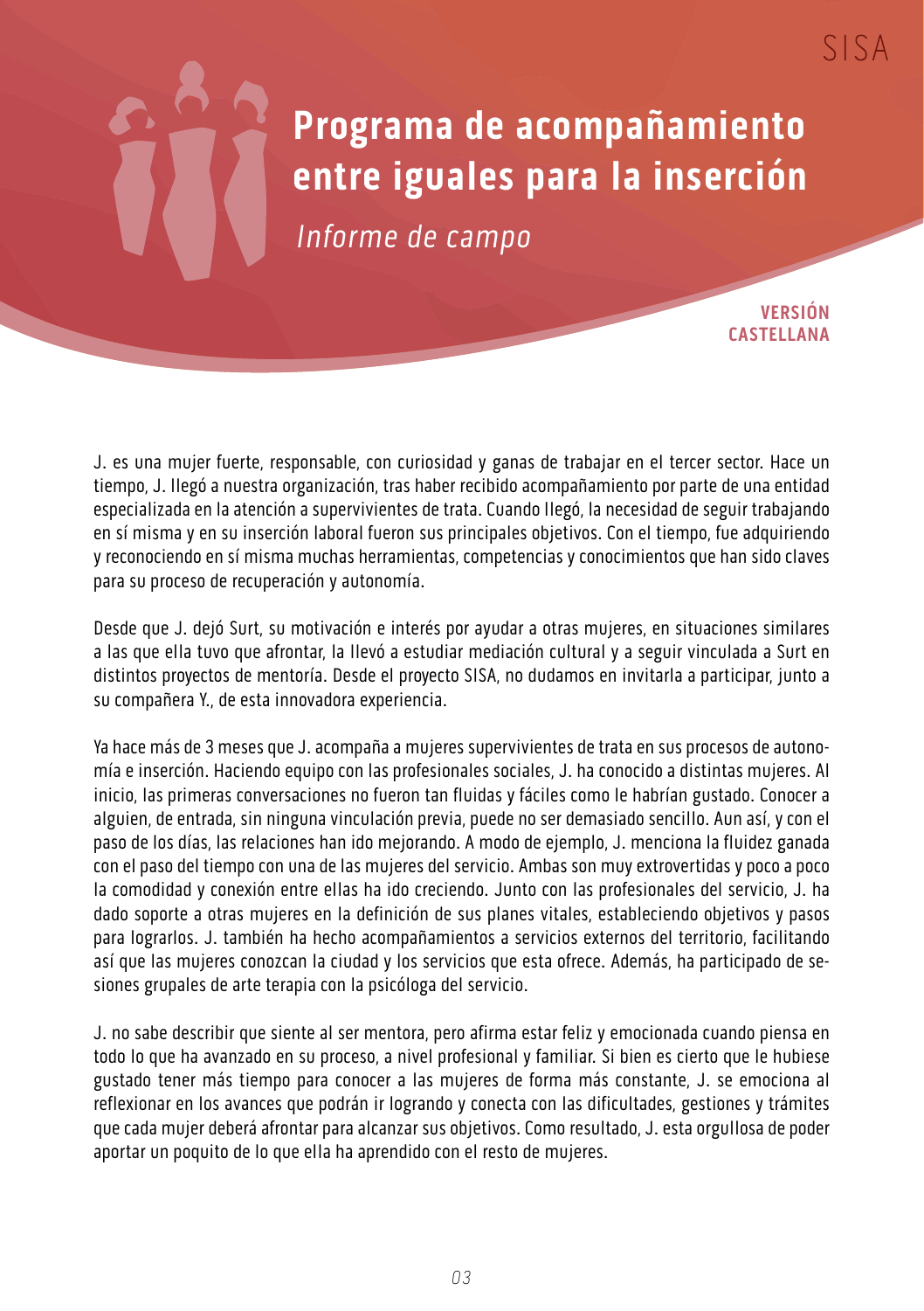SISA

# Programa de acompañamiento entre iguales para la inserción

*Informe de campo*

**VERSIÓN CASTELLANA**

J. es una mujer fuerte, responsable, con curiosidad y ganas de trabajar en el tercer sector. Hace un tiempo, J. llegó a nuestra organización, tras haber recibido acompañamiento por parte de una entidad especializada en la atención a supervivientes de trata. Cuando llegó, la necesidad de seguir trabajando en sí misma y en su inserción laboral fueron sus principales objetivos. Con el tiempo, fue adquiriendo y reconociendo en sí misma muchas herramientas, competencias y conocimientos que han sido claves para su proceso de recuperación y autonomía.

Desde que J. dejó Surt, su motivación e interés por ayudar a otras mujeres, en situaciones similares a las que ella tuvo que afrontar, la llevó a estudiar mediación cultural y a seguir vinculada a Surt en distintos proyectos de mentoría. Desde el proyecto SISA, no dudamos en invitarla a participar, junto a su compañera Y., de esta innovadora experiencia.

Ya hace más de 3 meses que J. acompaña a mujeres supervivientes de trata en sus procesos de autonomía e inserción. Haciendo equipo con las profesionales sociales, J. ha conocido a distintas mujeres. Al inicio, las primeras conversaciones no fueron tan fluidas y fáciles como le habrían gustado. Conocer a alguien, de entrada, sin ninguna vinculación previa, puede no ser demasiado sencillo. Aun así, y con el paso de los días, las relaciones han ido mejorando. A modo de ejemplo, J. menciona la fluidez ganada con el paso del tiempo con una de las mujeres del servicio. Ambas son muy extrovertidas y poco a poco la comodidad y conexión entre ellas ha ido creciendo. Junto con las profesionales del servicio, J. ha dado soporte a otras mujeres en la definición de sus planes vitales, estableciendo objetivos y pasos para lograrlos. J. también ha hecho acompañamientos a servicios externos del territorio, facilitando así que las mujeres conozcan la ciudad y los servicios que esta ofrece. Además, ha participado de sesiones grupales de arte terapia con la psicóloga del servicio.

J. no sabe describir que siente al ser mentora, pero afirma estar feliz y emocionada cuando piensa en todo lo que ha avanzado en su proceso, a nivel profesional y familiar. Si bien es cierto que le hubiese gustado tener más tiempo para conocer a las mujeres de forma más constante, J. se emociona al reflexionar en los avances que podrán ir logrando y conecta con las dificultades, gestiones y trámites que cada mujer deberá afrontar para alcanzar sus objetivos. Como resultado, J. esta orgullosa de poder aportar un poquito de lo que ella ha aprendido con el resto de mujeres.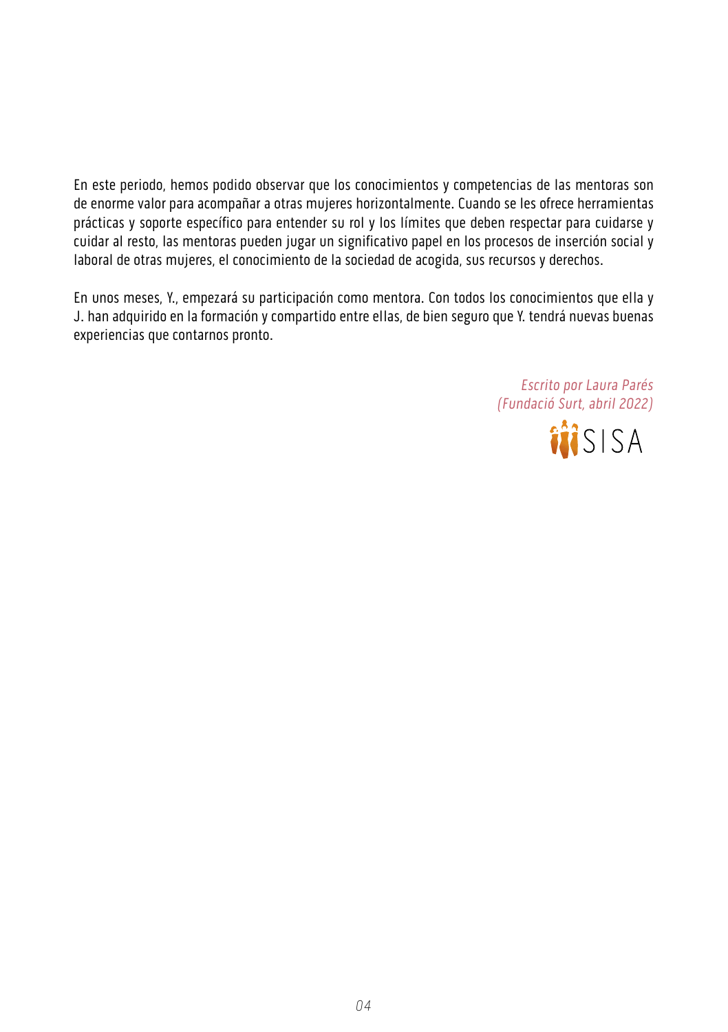En este periodo, hemos podido observar que los conocimientos y competencias de las mentoras son de enorme valor para acompañar a otras mujeres horizontalmente. Cuando se les ofrece herramientas prácticas y soporte específico para entender su rol y los límites que deben respectar para cuidarse y cuidar al resto, las mentoras pueden jugar un significativo papel en los procesos de inserción social y laboral de otras mujeres, el conocimiento de la sociedad de acogida, sus recursos y derechos.

En unos meses, Y., empezará su participación como mentora. Con todos los conocimientos que ella y J. han adquirido en la formación y compartido entre ellas, de bien seguro que Y. tendrá nuevas buenas experiencias que contarnos pronto.

*Escrito por Laura Parés*
*(Fundació Surt, abril 2022)*

SISA